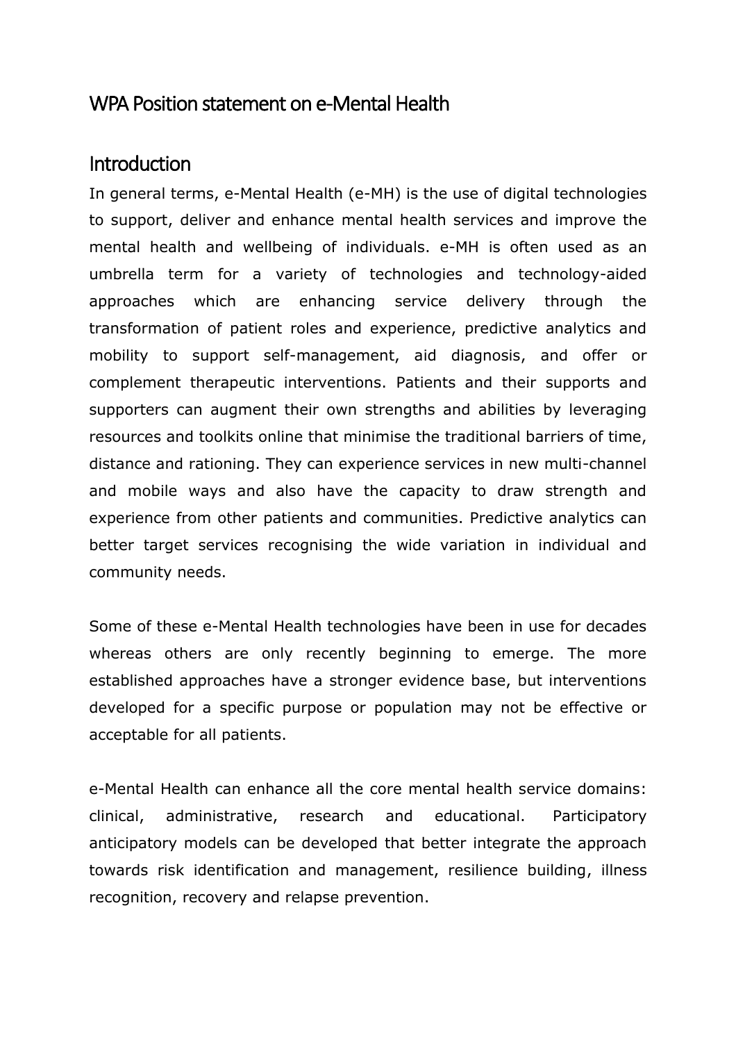# WPA Position statement on e-Mental Health

## Introduction

In general terms, e-Mental Health (e-MH) is the use of digital technologies to support, deliver and enhance mental health services and improve the mental health and wellbeing of individuals. e-MH is often used as an umbrella term for a variety of technologies and technology-aided approaches which are enhancing service delivery through the transformation of patient roles and experience, predictive analytics and mobility to support self-management, aid diagnosis, and offer or complement therapeutic interventions. Patients and their supports and supporters can augment their own strengths and abilities by leveraging resources and toolkits online that minimise the traditional barriers of time, distance and rationing. They can experience services in new multi-channel and mobile ways and also have the capacity to draw strength and experience from other patients and communities. Predictive analytics can better target services recognising the wide variation in individual and community needs.

Some of these e-Mental Health technologies have been in use for decades whereas others are only recently beginning to emerge. The more established approaches have a stronger evidence base, but interventions developed for a specific purpose or population may not be effective or acceptable for all patients.

e-Mental Health can enhance all the core mental health service domains: clinical, administrative, research and educational. Participatory anticipatory models can be developed that better integrate the approach towards risk identification and management, resilience building, illness recognition, recovery and relapse prevention.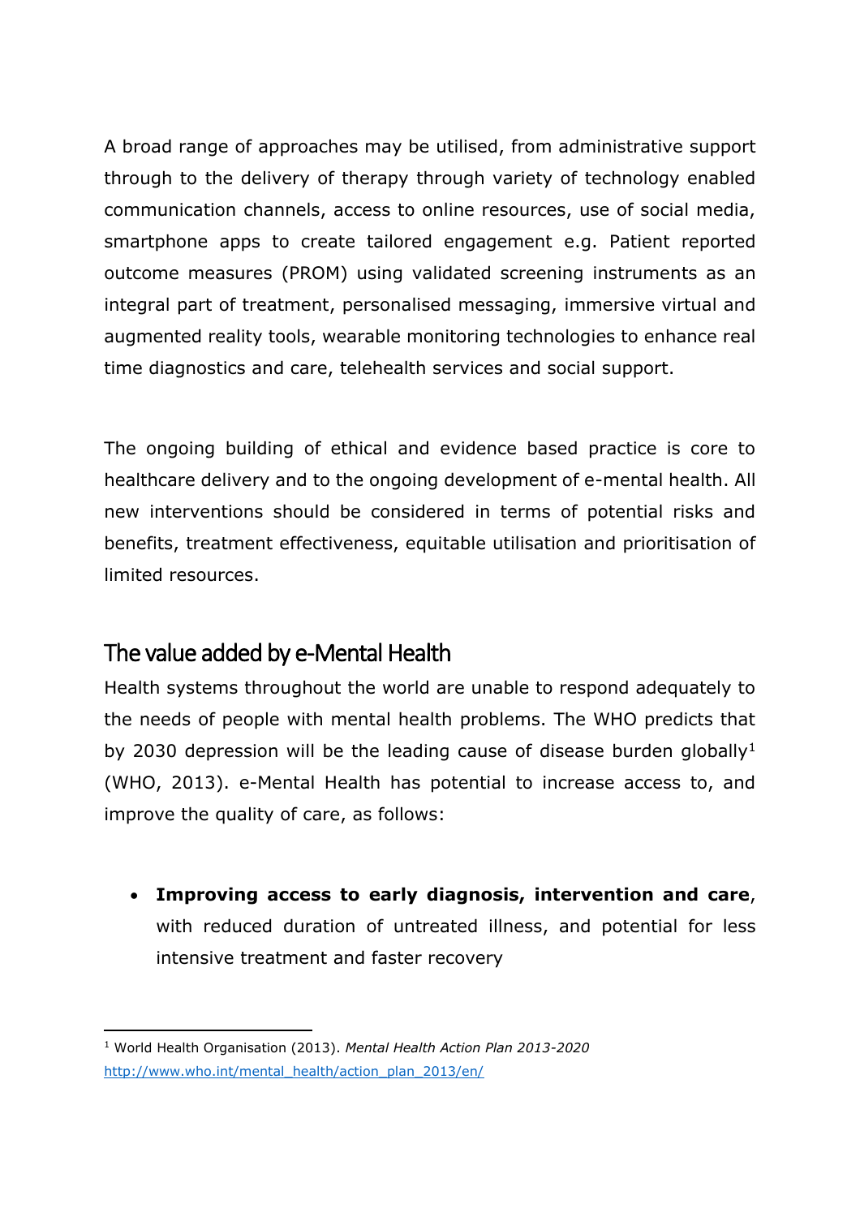A broad range of approaches may be utilised, from administrative support through to the delivery of therapy through variety of technology enabled communication channels, access to online resources, use of social media, smartphone apps to create tailored engagement e.g. Patient reported outcome measures (PROM) using validated screening instruments as an integral part of treatment, personalised messaging, immersive virtual and augmented reality tools, wearable monitoring technologies to enhance real time diagnostics and care, telehealth services and social support.

The ongoing building of ethical and evidence based practice is core to healthcare delivery and to the ongoing development of e-mental health. All new interventions should be considered in terms of potential risks and benefits, treatment effectiveness, equitable utilisation and prioritisation of limited resources.

## The value added by e-Mental Health

Health systems throughout the world are unable to respond adequately to the needs of people with mental health problems. The WHO predicts that by 2030 depression will be the leading cause of disease burden globally[1] (WHO, 2013). e-Mental Health has potential to increase access to, and improve the quality of care, as follows:

- **Improving access to early diagnosis, intervention and care**, with reduced duration of untreated illness, and potential for less intensive treatment and faster recovery

---

[1] World Health Organisation (2013). *Mental Health Action Plan 2013-2020* http://www.who.int/mental_health/action_plan_2013/en/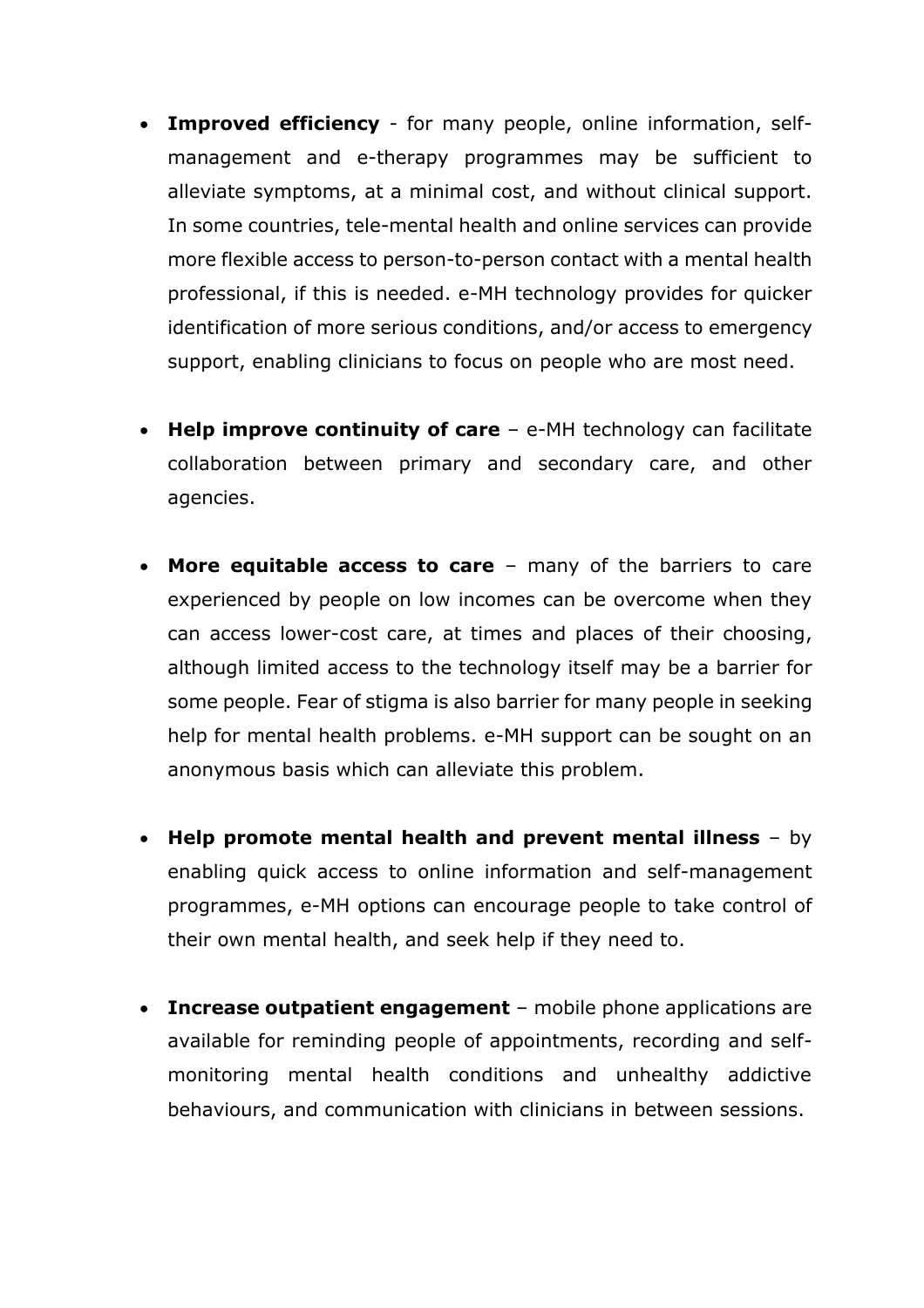- **Improved efficiency** - for many people, online information, self-management and e-therapy programmes may be sufficient to alleviate symptoms, at a minimal cost, and without clinical support. In some countries, tele-mental health and online services can provide more flexible access to person-to-person contact with a mental health professional, if this is needed. e-MH technology provides for quicker identification of more serious conditions, and/or access to emergency support, enabling clinicians to focus on people who are most need.

- **Help improve continuity of care** – e-MH technology can facilitate collaboration between primary and secondary care, and other agencies.

- **More equitable access to care** – many of the barriers to care experienced by people on low incomes can be overcome when they can access lower-cost care, at times and places of their choosing, although limited access to the technology itself may be a barrier for some people. Fear of stigma is also barrier for many people in seeking help for mental health problems. e-MH support can be sought on an anonymous basis which can alleviate this problem.

- **Help promote mental health and prevent mental illness** – by enabling quick access to online information and self-management programmes, e-MH options can encourage people to take control of their own mental health, and seek help if they need to.

- **Increase outpatient engagement** – mobile phone applications are available for reminding people of appointments, recording and self-monitoring mental health conditions and unhealthy addictive behaviours, and communication with clinicians in between sessions.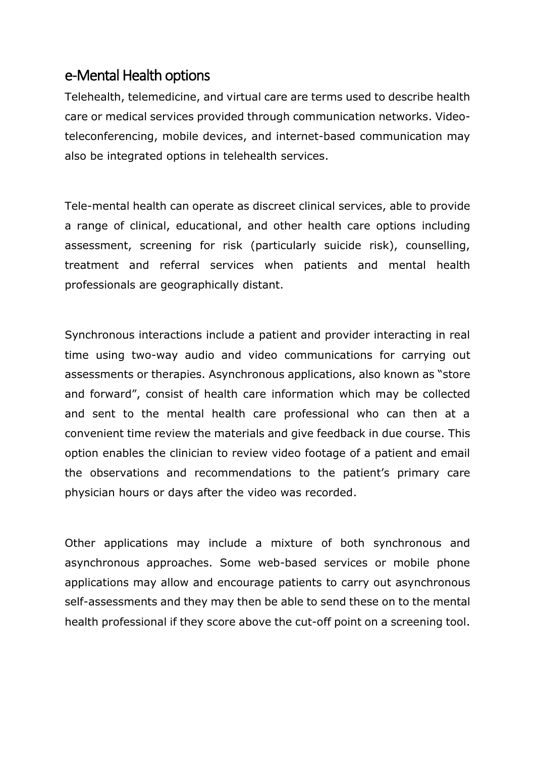## e-Mental Health options

Telehealth, telemedicine, and virtual care are terms used to describe health care or medical services provided through communication networks. Video-teleconferencing, mobile devices, and internet-based communication may also be integrated options in telehealth services.

Tele-mental health can operate as discreet clinical services, able to provide a range of clinical, educational, and other health care options including assessment, screening for risk (particularly suicide risk), counselling, treatment and referral services when patients and mental health professionals are geographically distant.

Synchronous interactions include a patient and provider interacting in real time using two-way audio and video communications for carrying out assessments or therapies. Asynchronous applications, also known as "store and forward", consist of health care information which may be collected and sent to the mental health care professional who can then at a convenient time review the materials and give feedback in due course. This option enables the clinician to review video footage of a patient and email the observations and recommendations to the patient's primary care physician hours or days after the video was recorded.

Other applications may include a mixture of both synchronous and asynchronous approaches. Some web-based services or mobile phone applications may allow and encourage patients to carry out asynchronous self-assessments and they may then be able to send these on to the mental health professional if they score above the cut-off point on a screening tool.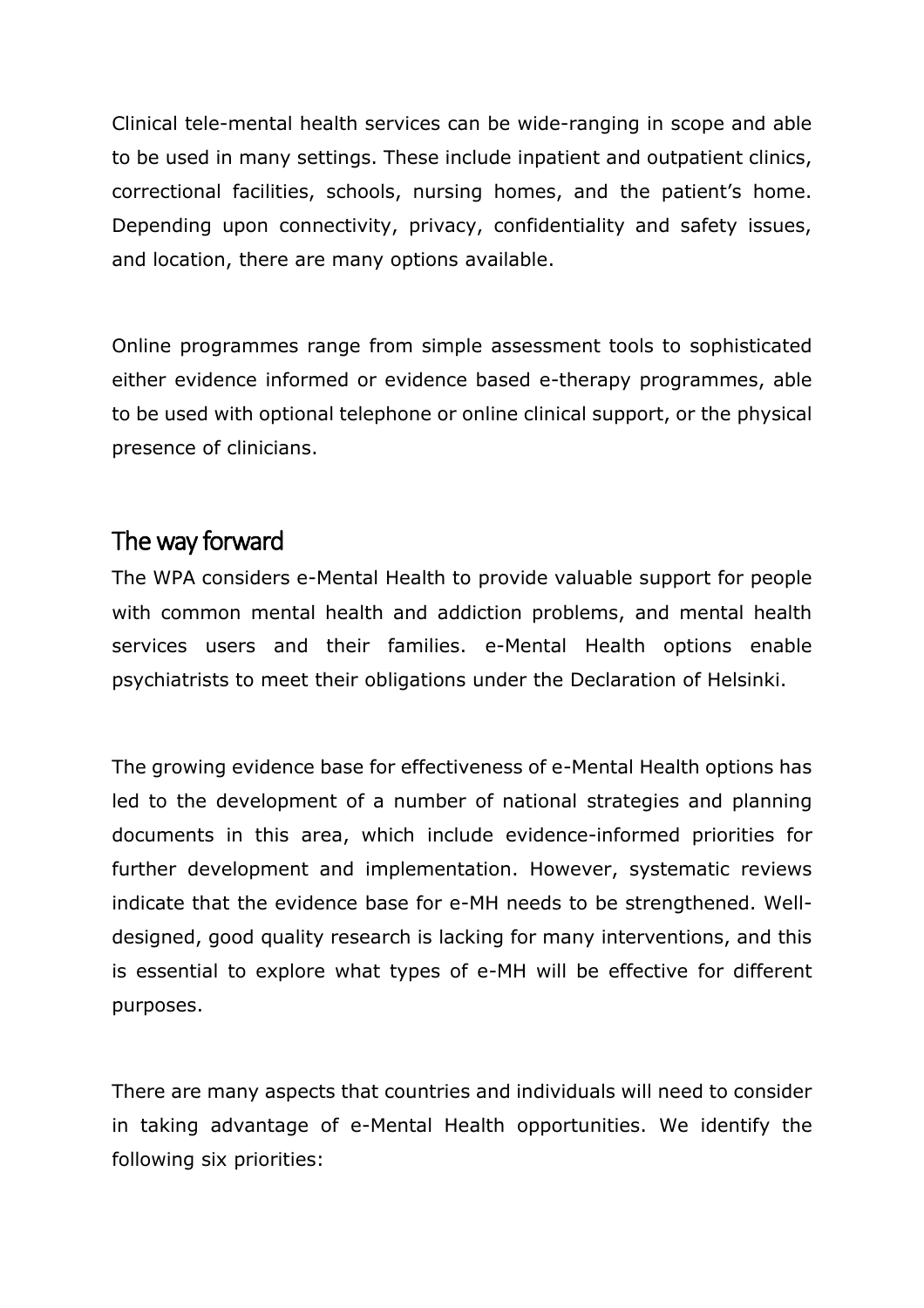Clinical tele-mental health services can be wide-ranging in scope and able to be used in many settings. These include inpatient and outpatient clinics, correctional facilities, schools, nursing homes, and the patient's home. Depending upon connectivity, privacy, confidentiality and safety issues, and location, there are many options available.

Online programmes range from simple assessment tools to sophisticated either evidence informed or evidence based e-therapy programmes, able to be used with optional telephone or online clinical support, or the physical presence of clinicians.

## The way forward

The WPA considers e-Mental Health to provide valuable support for people with common mental health and addiction problems, and mental health services users and their families. e-Mental Health options enable psychiatrists to meet their obligations under the Declaration of Helsinki.

The growing evidence base for effectiveness of e-Mental Health options has led to the development of a number of national strategies and planning documents in this area, which include evidence-informed priorities for further development and implementation. However, systematic reviews indicate that the evidence base for e-MH needs to be strengthened. Well-designed, good quality research is lacking for many interventions, and this is essential to explore what types of e-MH will be effective for different purposes.

There are many aspects that countries and individuals will need to consider in taking advantage of e-Mental Health opportunities. We identify the following six priorities: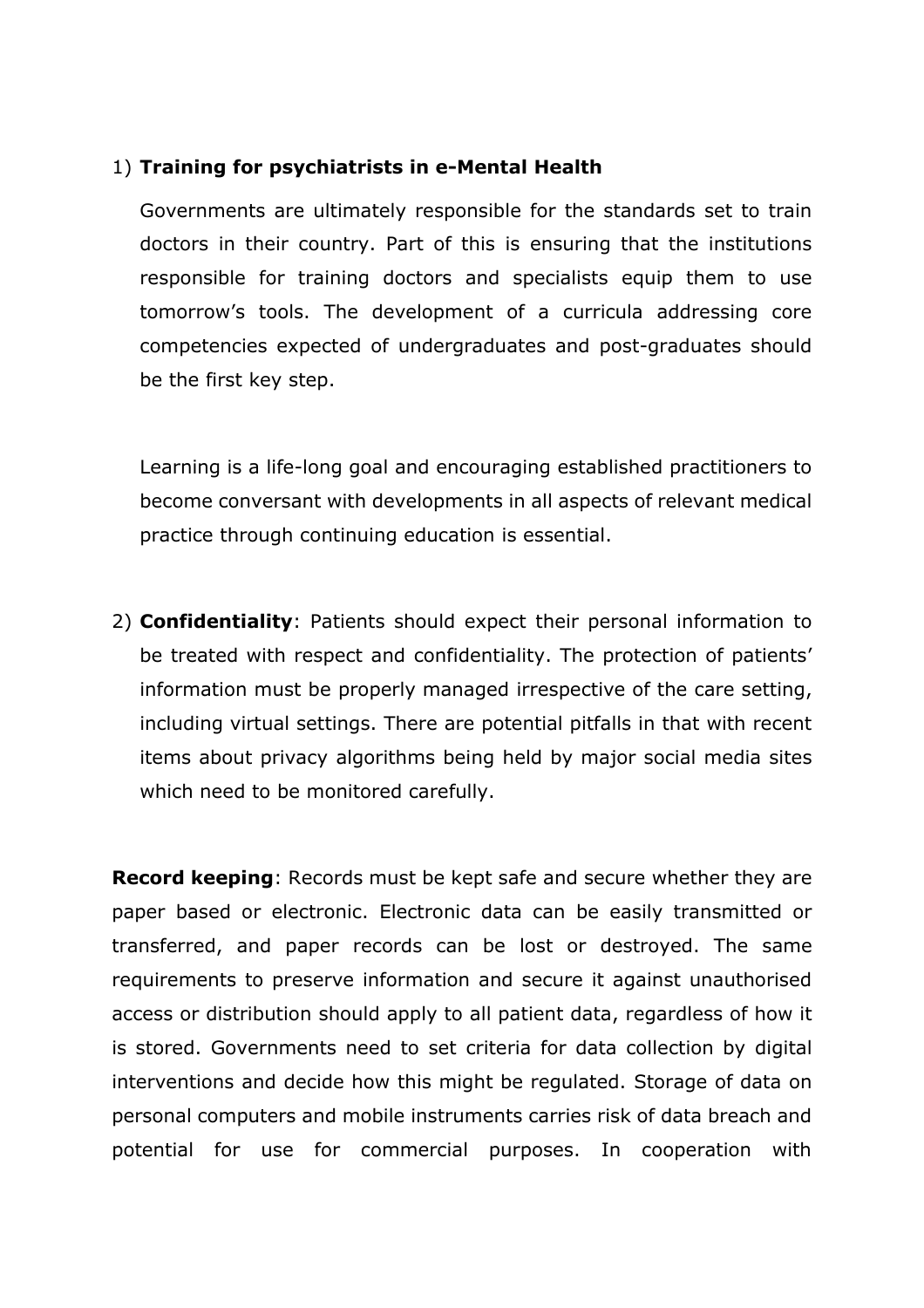1) **Training for psychiatrists in e-Mental Health**

   Governments are ultimately responsible for the standards set to train doctors in their country. Part of this is ensuring that the institutions responsible for training doctors and specialists equip them to use tomorrow's tools. The development of a curricula addressing core competencies expected of undergraduates and post-graduates should be the first key step.

   Learning is a life-long goal and encouraging established practitioners to become conversant with developments in all aspects of relevant medical practice through continuing education is essential.

2) **Confidentiality**: Patients should expect their personal information to be treated with respect and confidentiality. The protection of patients' information must be properly managed irrespective of the care setting, including virtual settings. There are potential pitfalls in that with recent items about privacy algorithms being held by major social media sites which need to be monitored carefully.

**Record keeping**: Records must be kept safe and secure whether they are paper based or electronic. Electronic data can be easily transmitted or transferred, and paper records can be lost or destroyed. The same requirements to preserve information and secure it against unauthorised access or distribution should apply to all patient data, regardless of how it is stored. Governments need to set criteria for data collection by digital interventions and decide how this might be regulated. Storage of data on personal computers and mobile instruments carries risk of data breach and potential for use for commercial purposes. In cooperation with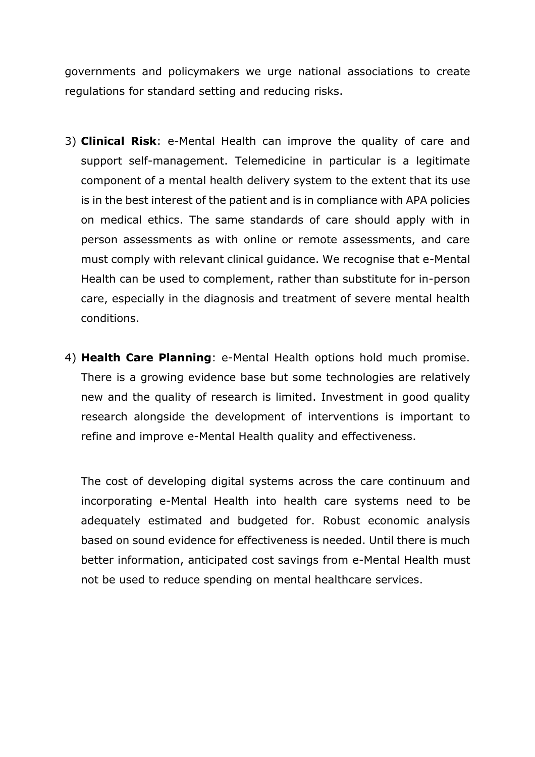governments and policymakers we urge national associations to create regulations for standard setting and reducing risks.

3) **Clinical Risk**: e-Mental Health can improve the quality of care and support self-management. Telemedicine in particular is a legitimate component of a mental health delivery system to the extent that its use is in the best interest of the patient and is in compliance with APA policies on medical ethics. The same standards of care should apply with in person assessments as with online or remote assessments, and care must comply with relevant clinical guidance. We recognise that e-Mental Health can be used to complement, rather than substitute for in-person care, especially in the diagnosis and treatment of severe mental health conditions.

4) **Health Care Planning**: e-Mental Health options hold much promise. There is a growing evidence base but some technologies are relatively new and the quality of research is limited. Investment in good quality research alongside the development of interventions is important to refine and improve e-Mental Health quality and effectiveness.

   The cost of developing digital systems across the care continuum and incorporating e-Mental Health into health care systems need to be adequately estimated and budgeted for. Robust economic analysis based on sound evidence for effectiveness is needed. Until there is much better information, anticipated cost savings from e-Mental Health must not be used to reduce spending on mental healthcare services.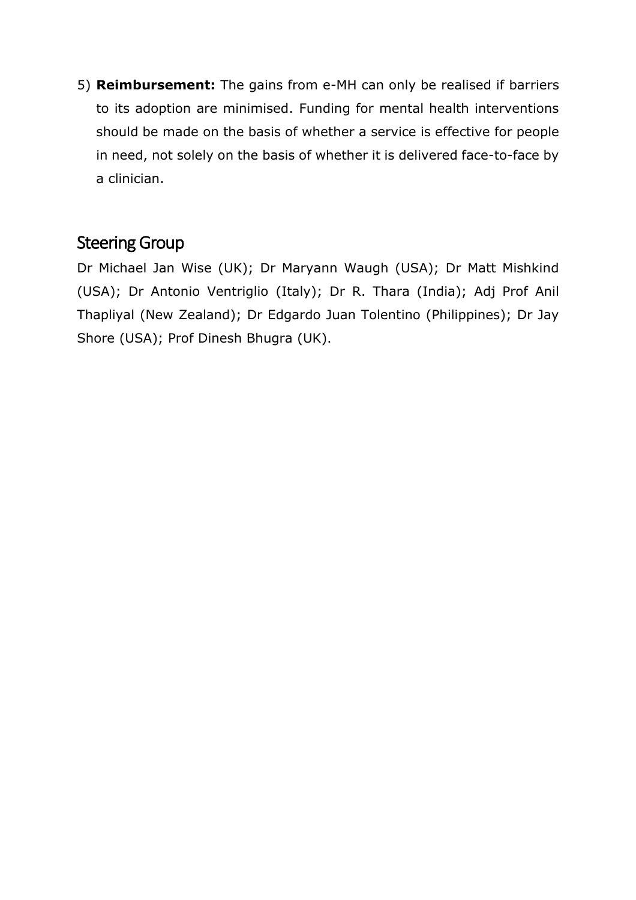5) **Reimbursement:** The gains from e-MH can only be realised if barriers to its adoption are minimised. Funding for mental health interventions should be made on the basis of whether a service is effective for people in need, not solely on the basis of whether it is delivered face-to-face by a clinician.

## Steering Group

Dr Michael Jan Wise (UK); Dr Maryann Waugh (USA); Dr Matt Mishkind (USA); Dr Antonio Ventriglio (Italy); Dr R. Thara (India); Adj Prof Anil Thapliyal (New Zealand); Dr Edgardo Juan Tolentino (Philippines); Dr Jay Shore (USA); Prof Dinesh Bhugra (UK).